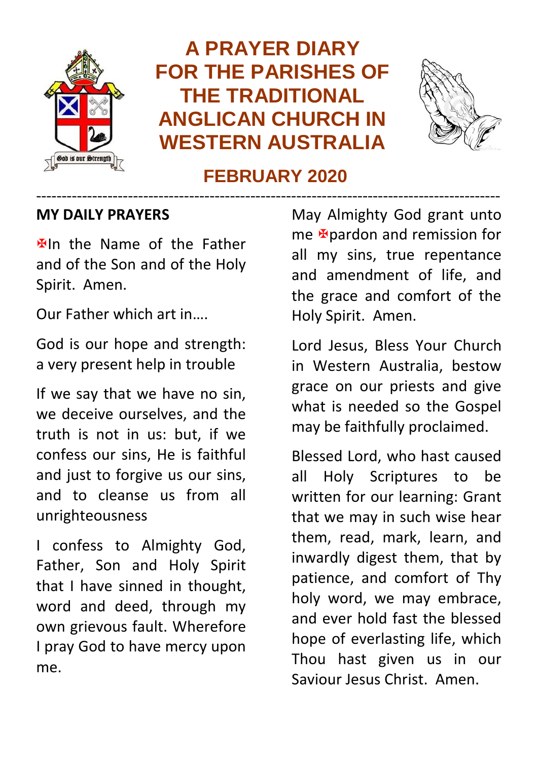# A PRAYER DIARY FOR THE PARISHES OF THE TRADITIONAL ANGLICAN CHURCH IN WESTERN AUSTRALIA

God is our Strength

## FEBRUARY 2020

---

### MY DAILY PRAYERS

✠In the Name of the Father and of the Son and of the Holy Spirit. Amen.

Our Father which art in….

God is our hope and strength: a very present help in trouble

If we say that we have no sin, we deceive ourselves, and the truth is not in us: but, if we confess our sins, He is faithful and just to forgive us our sins, and to cleanse us from all unrighteousness

I confess to Almighty God, Father, Son and Holy Spirit that I have sinned in thought, word and deed, through my own grievous fault. Wherefore I pray God to have mercy upon me.

May Almighty God grant unto me ✠pardon and remission for all my sins, true repentance and amendment of life, and the grace and comfort of the Holy Spirit. Amen.

Lord Jesus, Bless Your Church in Western Australia, bestow grace on our priests and give what is needed so the Gospel may be faithfully proclaimed.

Blessed Lord, who hast caused all Holy Scriptures to be written for our learning: Grant that we may in such wise hear them, read, mark, learn, and inwardly digest them, that by patience, and comfort of Thy holy word, we may embrace, and ever hold fast the blessed hope of everlasting life, which Thou hast given us in our Saviour Jesus Christ. Amen.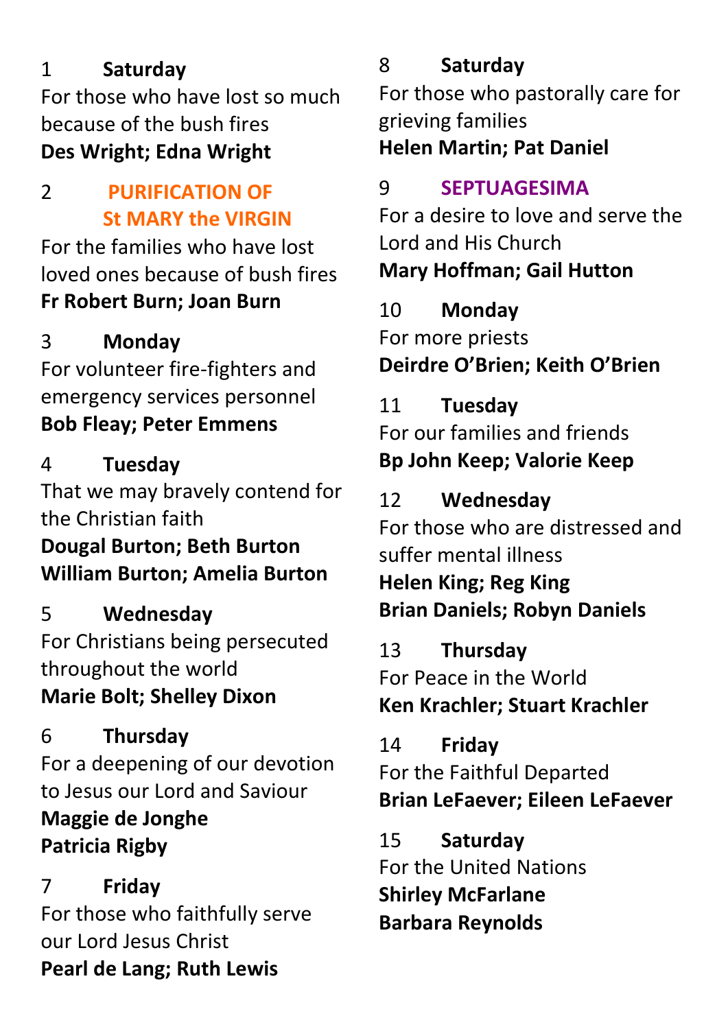1 **Saturday**
For those who have lost so much because of the bush fires
**Des Wright; Edna Wright**

2 **PURIFICATION OF St MARY the VIRGIN**
For the families who have lost loved ones because of bush fires
**Fr Robert Burn; Joan Burn**

3 **Monday**
For volunteer fire-fighters and emergency services personnel
**Bob Fleay; Peter Emmens**

4 **Tuesday**
That we may bravely contend for the Christian faith
**Dougal Burton; Beth Burton**
**William Burton; Amelia Burton**

5 **Wednesday**
For Christians being persecuted throughout the world
**Marie Bolt; Shelley Dixon**

6 **Thursday**
For a deepening of our devotion to Jesus our Lord and Saviour
**Maggie de Jonghe**
**Patricia Rigby**

7 **Friday**
For those who faithfully serve our Lord Jesus Christ
**Pearl de Lang; Ruth Lewis**

8 **Saturday**
For those who pastorally care for grieving families
**Helen Martin; Pat Daniel**

9 **SEPTUAGESIMA**
For a desire to love and serve the Lord and His Church
**Mary Hoffman; Gail Hutton**

10 **Monday**
For more priests
**Deirdre O'Brien; Keith O'Brien**

11 **Tuesday**
For our families and friends
**Bp John Keep; Valorie Keep**

12 **Wednesday**
For those who are distressed and suffer mental illness
**Helen King; Reg King**
**Brian Daniels; Robyn Daniels**

13 **Thursday**
For Peace in the World
**Ken Krachler; Stuart Krachler**

14 **Friday**
For the Faithful Departed
**Brian LeFaever; Eileen LeFaever**

15 **Saturday**
For the United Nations
**Shirley McFarlane**
**Barbara Reynolds**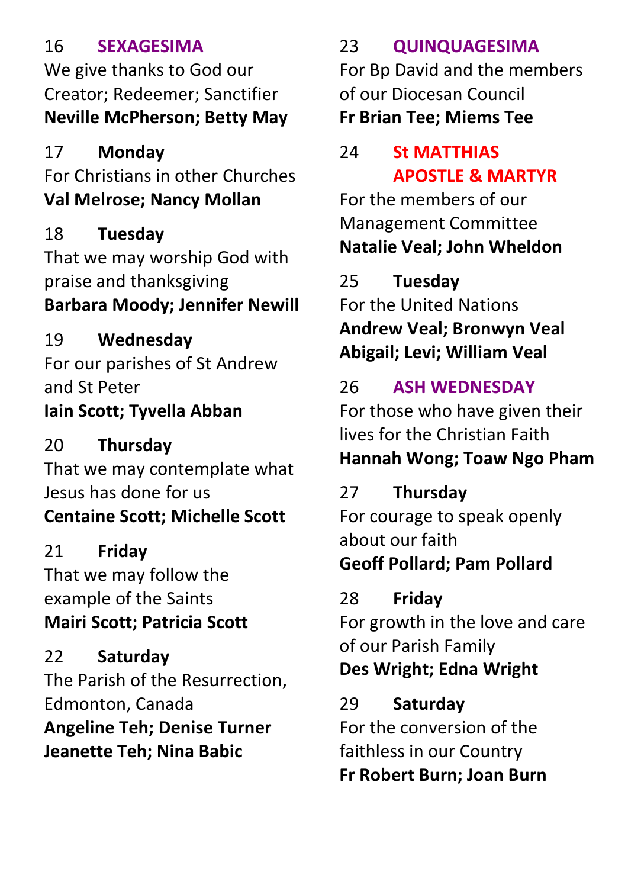16 **SEXAGESIMA**
We give thanks to God our Creator; Redeemer; Sanctifier
**Neville McPherson; Betty May**

17 **Monday**
For Christians in other Churches
**Val Melrose; Nancy Mollan**

18 **Tuesday**
That we may worship God with praise and thanksgiving
**Barbara Moody; Jennifer Newill**

19 **Wednesday**
For our parishes of St Andrew and St Peter
**Iain Scott; Tyvella Abban**

20 **Thursday**
That we may contemplate what Jesus has done for us
**Centaine Scott; Michelle Scott**

21 **Friday**
That we may follow the example of the Saints
**Mairi Scott; Patricia Scott**

22 **Saturday**
The Parish of the Resurrection, Edmonton, Canada
**Angeline Teh; Denise Turner**
**Jeanette Teh; Nina Babic**

23 **QUINQUAGESIMA**
For Bp David and the members of our Diocesan Council
**Fr Brian Tee; Miems Tee**

24 **St MATTHIAS APOSTLE & MARTYR**
For the members of our Management Committee
**Natalie Veal; John Wheldon**

25 **Tuesday**
For the United Nations
**Andrew Veal; Bronwyn Veal**
**Abigail; Levi; William Veal**

26 **ASH WEDNESDAY**
For those who have given their lives for the Christian Faith
**Hannah Wong; Toaw Ngo Pham**

27 **Thursday**
For courage to speak openly about our faith
**Geoff Pollard; Pam Pollard**

28 **Friday**
For growth in the love and care of our Parish Family
**Des Wright; Edna Wright**

29 **Saturday**
For the conversion of the faithless in our Country
**Fr Robert Burn; Joan Burn**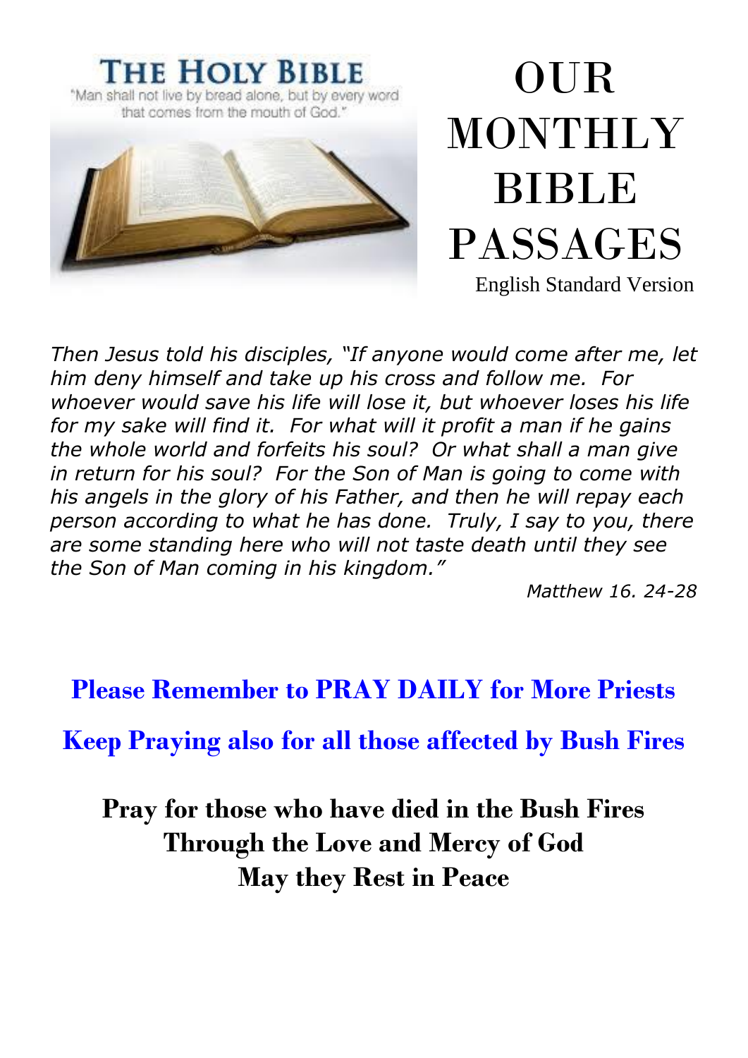**THE HOLY BIBLE**

"Man shall not live by bread alone, but by every word that comes from the mouth of God."

# OUR MONTHLY BIBLE PASSAGES

English Standard Version

*Then Jesus told his disciples, "If anyone would come after me, let him deny himself and take up his cross and follow me. For whoever would save his life will lose it, but whoever loses his life for my sake will find it. For what will it profit a man if he gains the whole world and forfeits his soul? Or what shall a man give in return for his soul? For the Son of Man is going to come with his angels in the glory of his Father, and then he will repay each person according to what he has done. Truly, I say to you, there are some standing here who will not taste death until they see the Son of Man coming in his kingdom."*

*Matthew 16. 24-28*

**Please Remember to PRAY DAILY for More Priests**

**Keep Praying also for all those affected by Bush Fires**

**Pray for those who have died in the Bush Fires**
**Through the Love and Mercy of God**
**May they Rest in Peace**